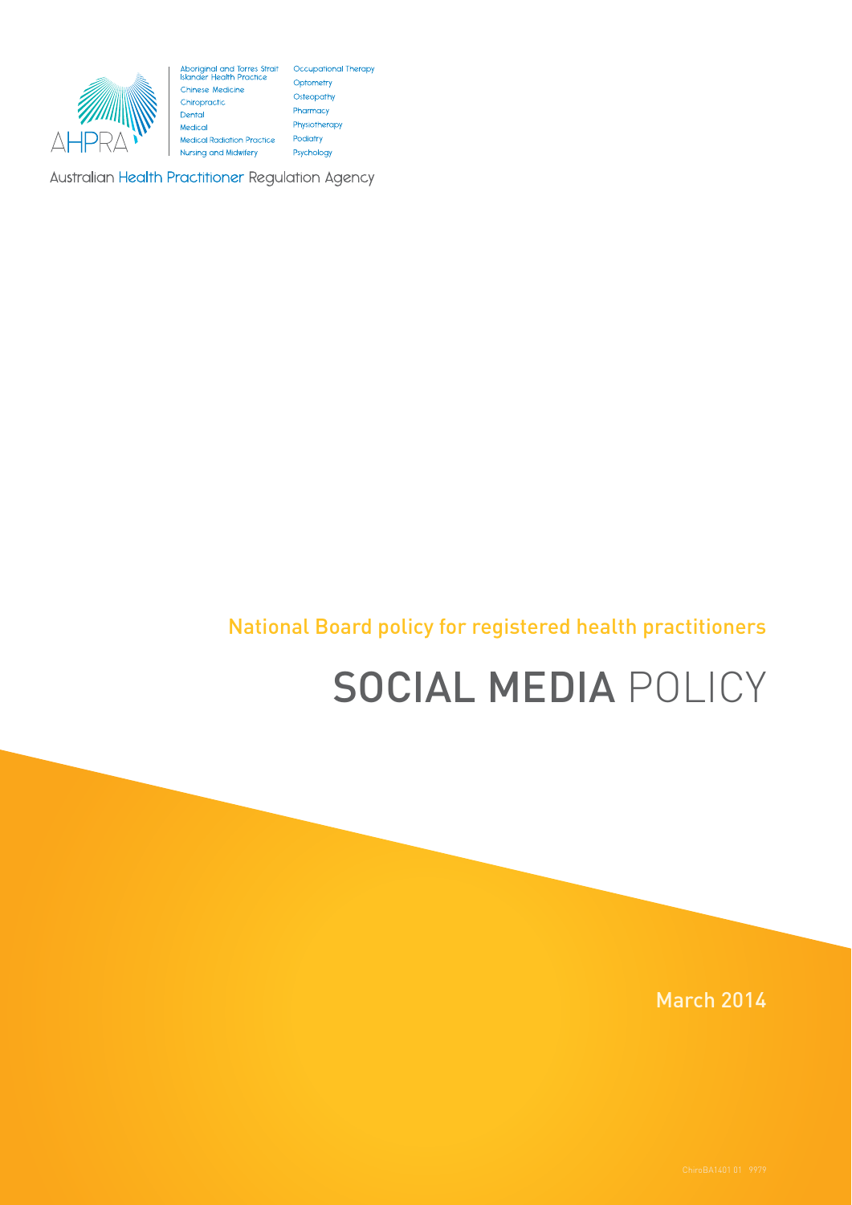AHPRA

Aboriginal and Torres Strait Islander Health Practice
Chinese Medicine
Chiropractic
Dental
Medical
Medical Radiation Practice
Nursing and Midwifery
Occupational Therapy
Optometry
Osteopathy
Pharmacy
Physiotherapy
Podiatry
Psychology

Australian Health Practitioner Regulation Agency

National Board policy for registered health practitioners

# SOCIAL MEDIA POLICY

March 2014

ChiroBA1401 01 9979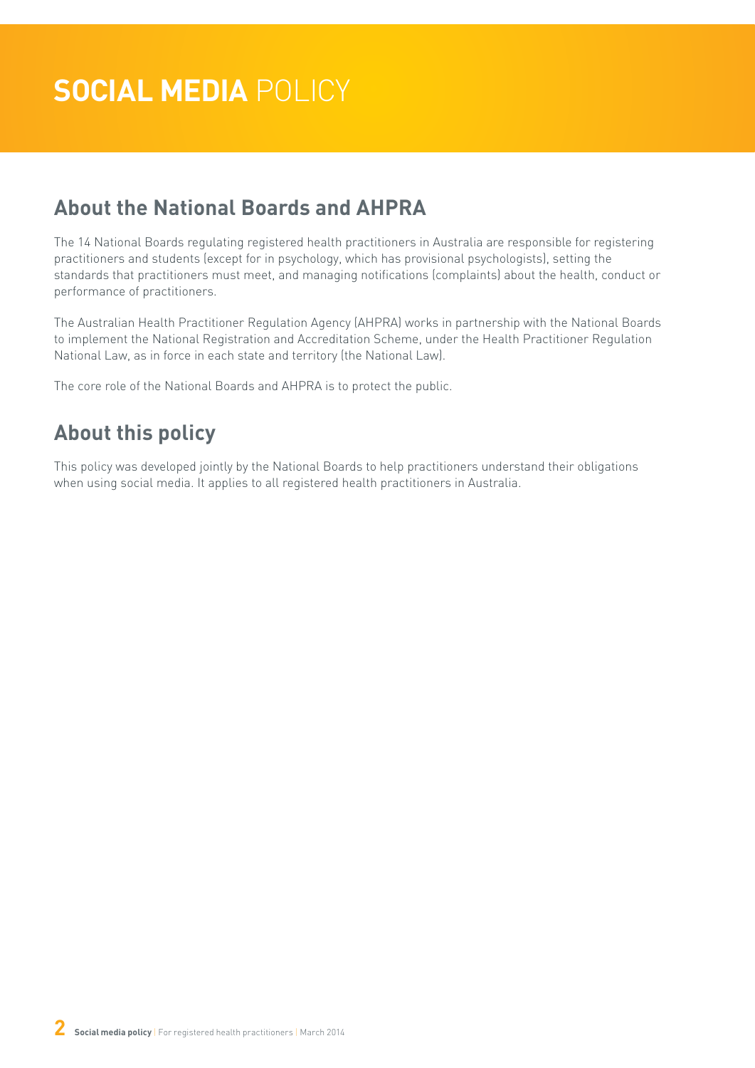# **SOCIAL MEDIA** POLICY

## About the National Boards and AHPRA

The 14 National Boards regulating registered health practitioners in Australia are responsible for registering practitioners and students (except for in psychology, which has provisional psychologists), setting the standards that practitioners must meet, and managing notifications (complaints) about the health, conduct or performance of practitioners.

The Australian Health Practitioner Regulation Agency (AHPRA) works in partnership with the National Boards to implement the National Registration and Accreditation Scheme, under the Health Practitioner Regulation National Law, as in force in each state and territory (the National Law).

The core role of the National Boards and AHPRA is to protect the public.

## About this policy

This policy was developed jointly by the National Boards to help practitioners understand their obligations when using social media. It applies to all registered health practitioners in Australia.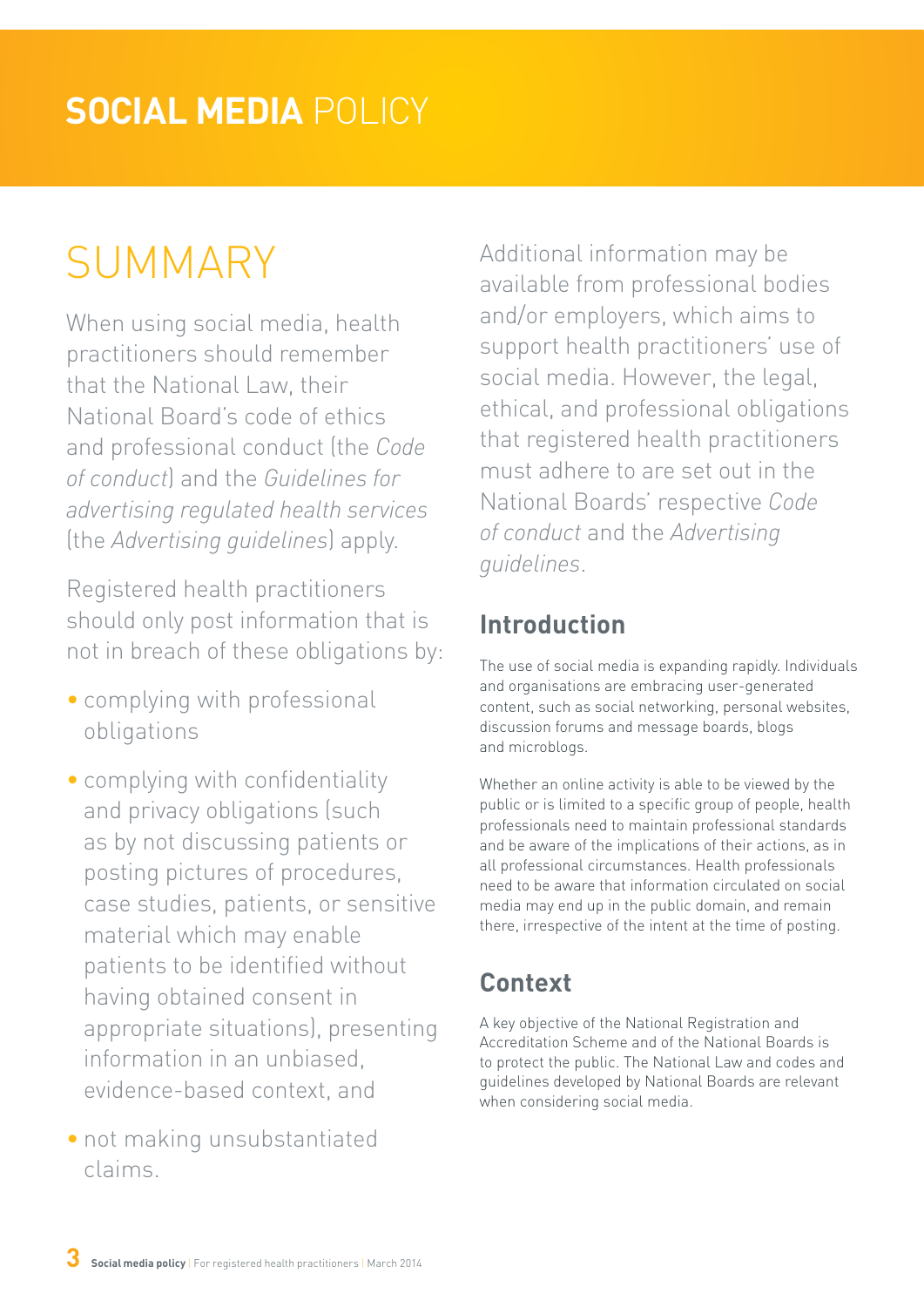# **SOCIAL MEDIA** POLICY

# SUMMARY

When using social media, health practitioners should remember that the National Law, their National Board's code of ethics and professional conduct (the *Code of conduct*) and the *Guidelines for advertising regulated health services* (the *Advertising guidelines*) apply.

Registered health practitioners should only post information that is not in breach of these obligations by:

- complying with professional obligations
- complying with confidentiality and privacy obligations (such as by not discussing patients or posting pictures of procedures, case studies, patients, or sensitive material which may enable patients to be identified without having obtained consent in appropriate situations), presenting information in an unbiased, evidence-based context, and
- not making unsubstantiated claims.

Additional information may be available from professional bodies and/or employers, which aims to support health practitioners' use of social media. However, the legal, ethical, and professional obligations that registered health practitioners must adhere to are set out in the National Boards' respective *Code of conduct* and the *Advertising guidelines*.

## Introduction

The use of social media is expanding rapidly. Individuals and organisations are embracing user-generated content, such as social networking, personal websites, discussion forums and message boards, blogs and microblogs.

Whether an online activity is able to be viewed by the public or is limited to a specific group of people, health professionals need to maintain professional standards and be aware of the implications of their actions, as in all professional circumstances. Health professionals need to be aware that information circulated on social media may end up in the public domain, and remain there, irrespective of the intent at the time of posting.

## Context

A key objective of the National Registration and Accreditation Scheme and of the National Boards is to protect the public. The National Law and codes and guidelines developed by National Boards are relevant when considering social media.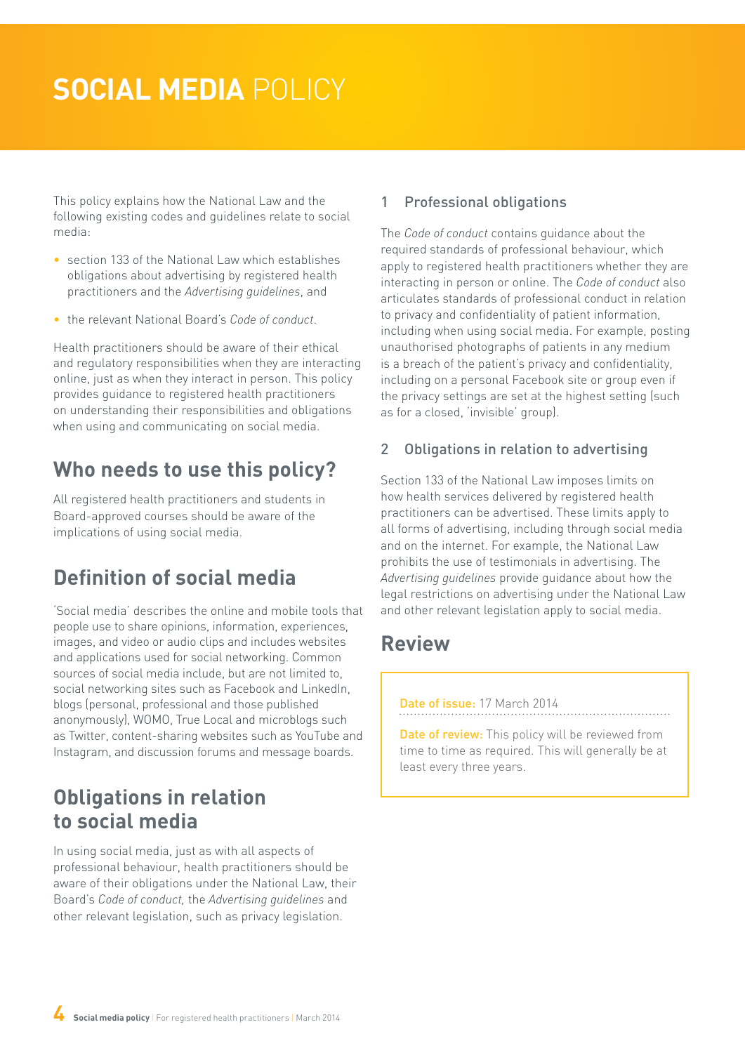# **SOCIAL MEDIA** POLICY

This policy explains how the National Law and the following existing codes and guidelines relate to social media:

- section 133 of the National Law which establishes obligations about advertising by registered health practitioners and the *Advertising guidelines*, and
- the relevant National Board's *Code of conduct*.

Health practitioners should be aware of their ethical and regulatory responsibilities when they are interacting online, just as when they interact in person. This policy provides guidance to registered health practitioners on understanding their responsibilities and obligations when using and communicating on social media.

## Who needs to use this policy?

All registered health practitioners and students in Board-approved courses should be aware of the implications of using social media.

## Definition of social media

'Social media' describes the online and mobile tools that people use to share opinions, information, experiences, images, and video or audio clips and includes websites and applications used for social networking. Common sources of social media include, but are not limited to, social networking sites such as Facebook and LinkedIn, blogs (personal, professional and those published anonymously), WOMO, True Local and microblogs such as Twitter, content-sharing websites such as YouTube and Instagram, and discussion forums and message boards.

## Obligations in relation to social media

In using social media, just as with all aspects of professional behaviour, health practitioners should be aware of their obligations under the National Law, their Board's *Code of conduct,* the *Advertising guidelines* and other relevant legislation, such as privacy legislation.

### 1 Professional obligations

The *Code of conduct* contains guidance about the required standards of professional behaviour, which apply to registered health practitioners whether they are interacting in person or online. The *Code of conduct* also articulates standards of professional conduct in relation to privacy and confidentiality of patient information, including when using social media. For example, posting unauthorised photographs of patients in any medium is a breach of the patient's privacy and confidentiality, including on a personal Facebook site or group even if the privacy settings are set at the highest setting (such as for a closed, 'invisible' group).

### 2 Obligations in relation to advertising

Section 133 of the National Law imposes limits on how health services delivered by registered health practitioners can be advertised. These limits apply to all forms of advertising, including through social media and on the internet. For example, the National Law prohibits the use of testimonials in advertising. The *Advertising guidelines* provide guidance about how the legal restrictions on advertising under the National Law and other relevant legislation apply to social media.

## Review

**Date of issue:** 17 March 2014

**Date of review:** This policy will be reviewed from time to time as required. This will generally be at least every three years.